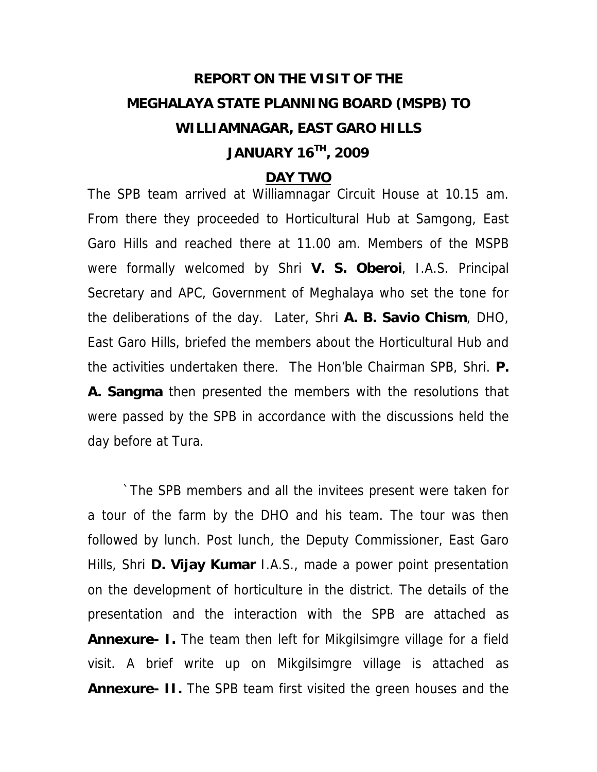# REPORT ON THE VISIT OF THE MEGHALAYA STATE PLANNING BOARD (MSPB) TO WILLIAMNAGAR, EAST GARO HILLS

## JANUARY 16TH, 2009

## DAY TWO

The SPB team arrived at Williamnagar Circuit House at 10.15 am. From there they proceeded to Horticultural Hub at Samgong, East Garo Hills and reached there at 11.00 am. Members of the MSPB were formally welcomed by Shri **V. S. Oberoi**, I.A.S. Principal Secretary and APC, Government of Meghalaya who set the tone for the deliberations of the day. Later, Shri **A. B. Savio Chism**, DHO, East Garo Hills, briefed the members about the Horticultural Hub and the activities undertaken there. The Hon'ble Chairman SPB, Shri. **P. A. Sangma** then presented the members with the resolutions that were passed by the SPB in accordance with the discussions held the day before at Tura.

`The SPB members and all the invitees present were taken for a tour of the farm by the DHO and his team. The tour was then followed by lunch. Post lunch, the Deputy Commissioner, East Garo Hills, Shri **D. Vijay Kumar** I.A.S., made a power point presentation on the development of horticulture in the district. The details of the presentation and the interaction with the SPB are attached as **Annexure- I.** The team then left for Mikgilsimgre village for a field visit. A brief write up on Mikgilsimgre village is attached as **Annexure- II.** The SPB team first visited the green houses and the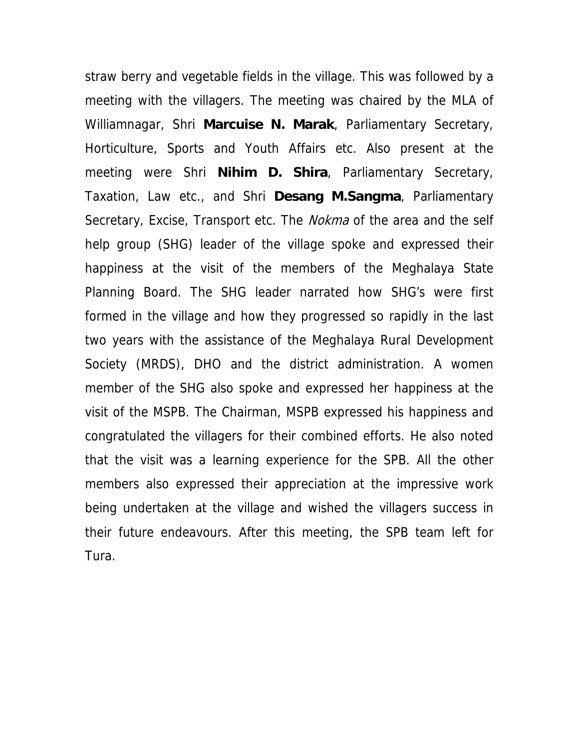straw berry and vegetable fields in the village. This was followed by a meeting with the villagers. The meeting was chaired by the MLA of Williamnagar, Shri **Marcuise N. Marak**, Parliamentary Secretary, Horticulture, Sports and Youth Affairs etc. Also present at the meeting were Shri **Nihim D. Shira**, Parliamentary Secretary, Taxation, Law etc., and Shri **Desang M.Sangma**, Parliamentary Secretary, Excise, Transport etc. The *Nokma* of the area and the self help group (SHG) leader of the village spoke and expressed their happiness at the visit of the members of the Meghalaya State Planning Board. The SHG leader narrated how SHG's were first formed in the village and how they progressed so rapidly in the last two years with the assistance of the Meghalaya Rural Development Society (MRDS), DHO and the district administration. A women member of the SHG also spoke and expressed her happiness at the visit of the MSPB. The Chairman, MSPB expressed his happiness and congratulated the villagers for their combined efforts. He also noted that the visit was a learning experience for the SPB. All the other members also expressed their appreciation at the impressive work being undertaken at the village and wished the villagers success in their future endeavours. After this meeting, the SPB team left for Tura.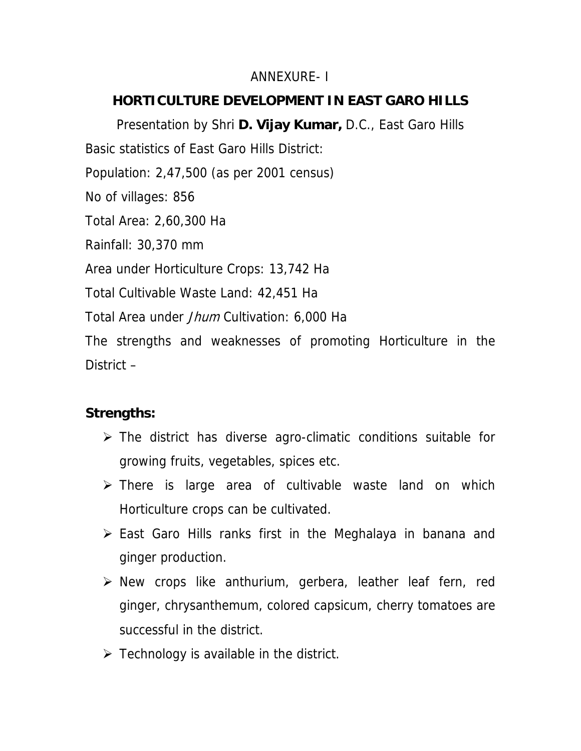ANNEXURE- I

## HORTICULTURE DEVELOPMENT IN EAST GARO HILLS

Presentation by Shri **D. Vijay Kumar,** D.C., East Garo Hills

Basic statistics of East Garo Hills District:

Population: 2,47,500 (as per 2001 census)

No of villages: 856

Total Area: 2,60,300 Ha

Rainfall: 30,370 mm

Area under Horticulture Crops: 13,742 Ha

Total Cultivable Waste Land: 42,451 Ha

Total Area under *Jhum* Cultivation: 6,000 Ha

The strengths and weaknesses of promoting Horticulture in the District –

**Strengths:**

- The district has diverse agro-climatic conditions suitable for growing fruits, vegetables, spices etc.
- There is large area of cultivable waste land on which Horticulture crops can be cultivated.
- East Garo Hills ranks first in the Meghalaya in banana and ginger production.
- New crops like anthurium, gerbera, leather leaf fern, red ginger, chrysanthemum, colored capsicum, cherry tomatoes are successful in the district.
- Technology is available in the district.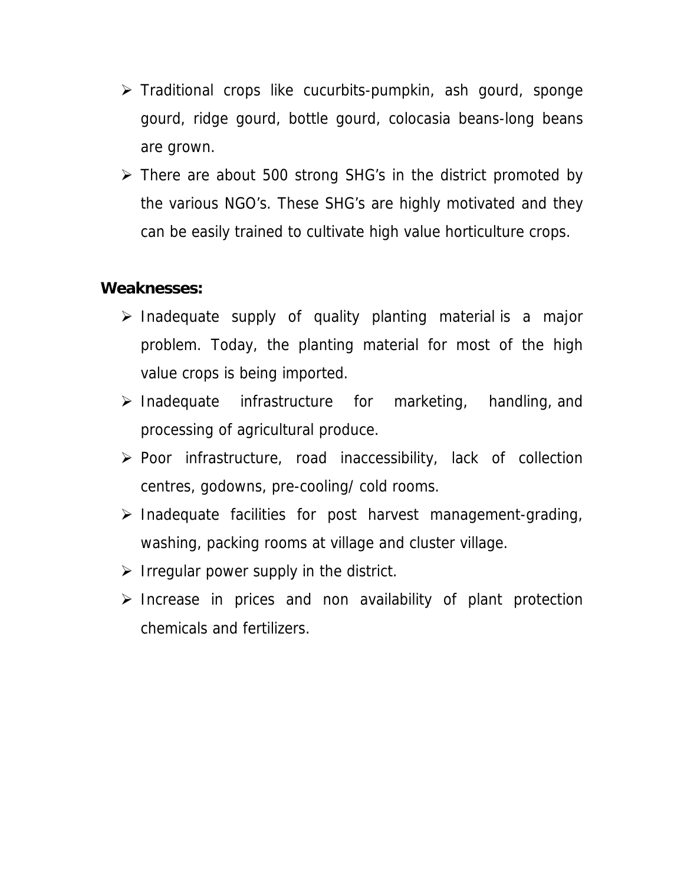- Traditional crops like cucurbits-pumpkin, ash gourd, sponge gourd, ridge gourd, bottle gourd, colocasia beans-long beans are grown.
- There are about 500 strong SHG's in the district promoted by the various NGO's. These SHG's are highly motivated and they can be easily trained to cultivate high value horticulture crops.

**Weaknesses:**

- Inadequate supply of quality planting material is a major problem. Today, the planting material for most of the high value crops is being imported.
- Inadequate infrastructure for marketing, handling, and processing of agricultural produce.
- Poor infrastructure, road inaccessibility, lack of collection centres, godowns, pre-cooling/ cold rooms.
- Inadequate facilities for post harvest management-grading, washing, packing rooms at village and cluster village.
- Irregular power supply in the district.
- Increase in prices and non availability of plant protection chemicals and fertilizers.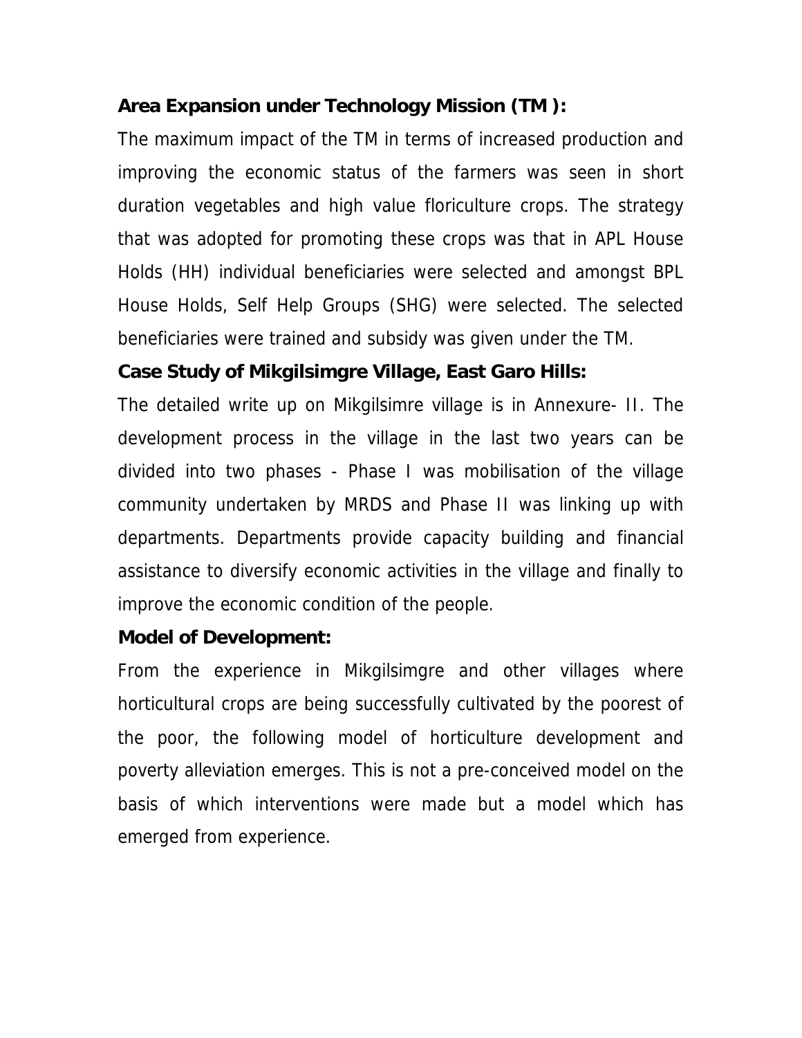**Area Expansion under Technology Mission (TM ):**

The maximum impact of the TM in terms of increased production and improving the economic status of the farmers was seen in short duration vegetables and high value floriculture crops. The strategy that was adopted for promoting these crops was that in APL House Holds (HH) individual beneficiaries were selected and amongst BPL House Holds, Self Help Groups (SHG) were selected. The selected beneficiaries were trained and subsidy was given under the TM.

**Case Study of Mikgilsimgre Village, East Garo Hills:**

The detailed write up on Mikgilsimre village is in Annexure- II. The development process in the village in the last two years can be divided into two phases - Phase I was mobilisation of the village community undertaken by MRDS and Phase II was linking up with departments. Departments provide capacity building and financial assistance to diversify economic activities in the village and finally to improve the economic condition of the people.

**Model of Development:**

From the experience in Mikgilsimgre and other villages where horticultural crops are being successfully cultivated by the poorest of the poor, the following model of horticulture development and poverty alleviation emerges. This is not a pre-conceived model on the basis of which interventions were made but a model which has emerged from experience.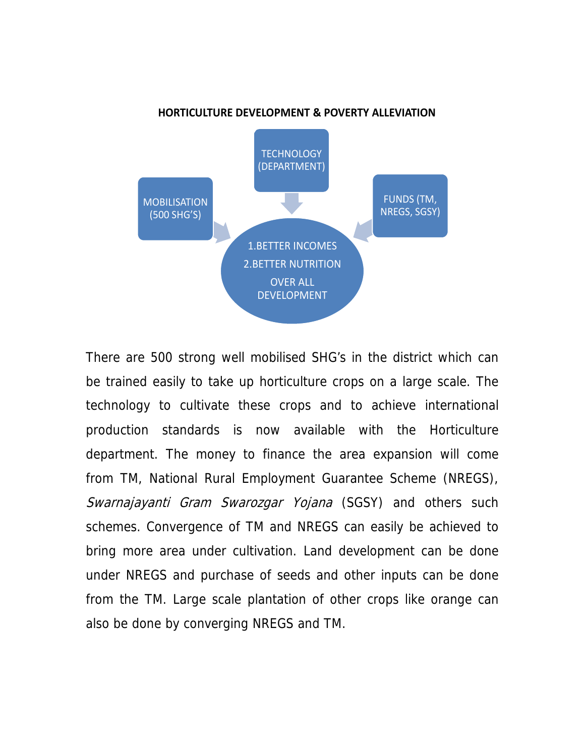**HORTICULTURE DEVELOPMENT & POVERTY ALLEVIATION**

TECHNOLOGY (DEPARTMENT)

MOBILISATION (500 SHG'S)

FUNDS (TM, NREGS, SGSY)

1.BETTER INCOMES

2.BETTER NUTRITION

OVER ALL DEVELOPMENT

There are 500 strong well mobilised SHG's in the district which can be trained easily to take up horticulture crops on a large scale. The technology to cultivate these crops and to achieve international production standards is now available with the Horticulture department. The money to finance the area expansion will come from TM, National Rural Employment Guarantee Scheme (NREGS), *Swarnajayanti Gram Swarozgar Yojana* (SGSY) and others such schemes. Convergence of TM and NREGS can easily be achieved to bring more area under cultivation. Land development can be done under NREGS and purchase of seeds and other inputs can be done from the TM. Large scale plantation of other crops like orange can also be done by converging NREGS and TM.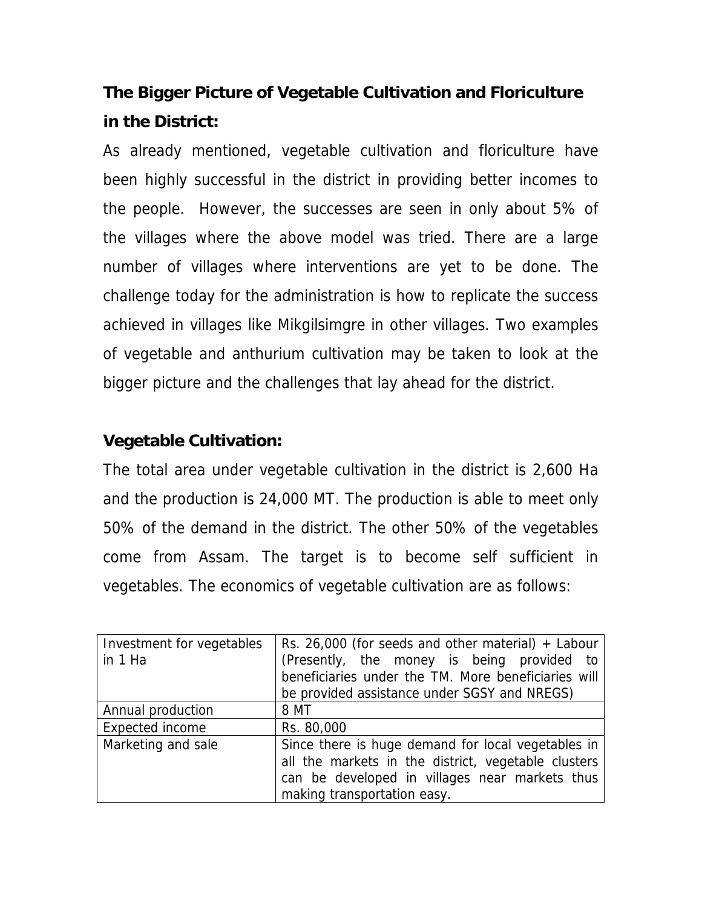## The Bigger Picture of Vegetable Cultivation and Floriculture in the District:

As already mentioned, vegetable cultivation and floriculture have been highly successful in the district in providing better incomes to the people. However, the successes are seen in only about 5% of the villages where the above model was tried. There are a large number of villages where interventions are yet to be done. The challenge today for the administration is how to replicate the success achieved in villages like Mikgilsimgre in other villages. Two examples of vegetable and anthurium cultivation may be taken to look at the bigger picture and the challenges that lay ahead for the district.

## Vegetable Cultivation:

The total area under vegetable cultivation in the district is 2,600 Ha and the production is 24,000 MT. The production is able to meet only 50% of the demand in the district. The other 50% of the vegetables come from Assam. The target is to become self sufficient in vegetables. The economics of vegetable cultivation are as follows:

| Investment for vegetables in 1 Ha | Rs. 26,000 (for seeds and other material) + Labour (Presently, the money is being provided to beneficiaries under the TM. More beneficiaries will be provided assistance under SGSY and NREGS) |
|---|---|
| Annual production | 8 MT |
| Expected income | Rs. 80,000 |
| Marketing and sale | Since there is huge demand for local vegetables in all the markets in the district, vegetable clusters can be developed in villages near markets thus making transportation easy. |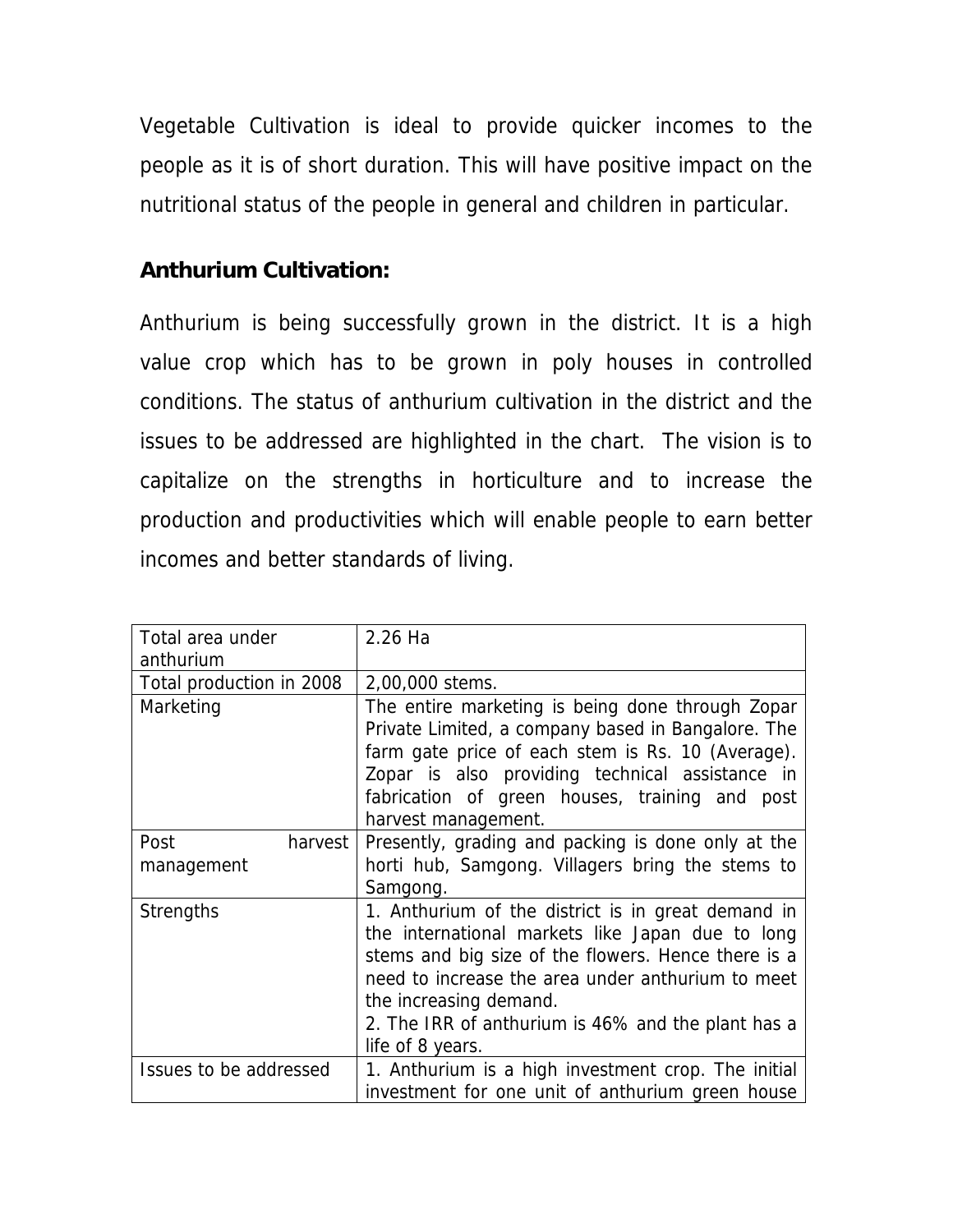Vegetable Cultivation is ideal to provide quicker incomes to the people as it is of short duration. This will have positive impact on the nutritional status of the people in general and children in particular.

**Anthurium Cultivation:**

Anthurium is being successfully grown in the district. It is a high value crop which has to be grown in poly houses in controlled conditions. The status of anthurium cultivation in the district and the issues to be addressed are highlighted in the chart. The vision is to capitalize on the strengths in horticulture and to increase the production and productivities which will enable people to earn better incomes and better standards of living.

| Total area under anthurium | 2.26 Ha |
|---|---|
| Total production in 2008 | 2,00,000 stems. |
| Marketing | The entire marketing is being done through Zopar Private Limited, a company based in Bangalore. The farm gate price of each stem is Rs. 10 (Average). Zopar is also providing technical assistance in fabrication of green houses, training and post harvest management. |
| Post harvest management | Presently, grading and packing is done only at the horti hub, Samgong. Villagers bring the stems to Samgong. |
| Strengths | 1. Anthurium of the district is in great demand in the international markets like Japan due to long stems and big size of the flowers. Hence there is a need to increase the area under anthurium to meet the increasing demand.<br>2. The IRR of anthurium is 46% and the plant has a life of 8 years. |
| Issues to be addressed | 1. Anthurium is a high investment crop. The initial investment for one unit of anthurium green house |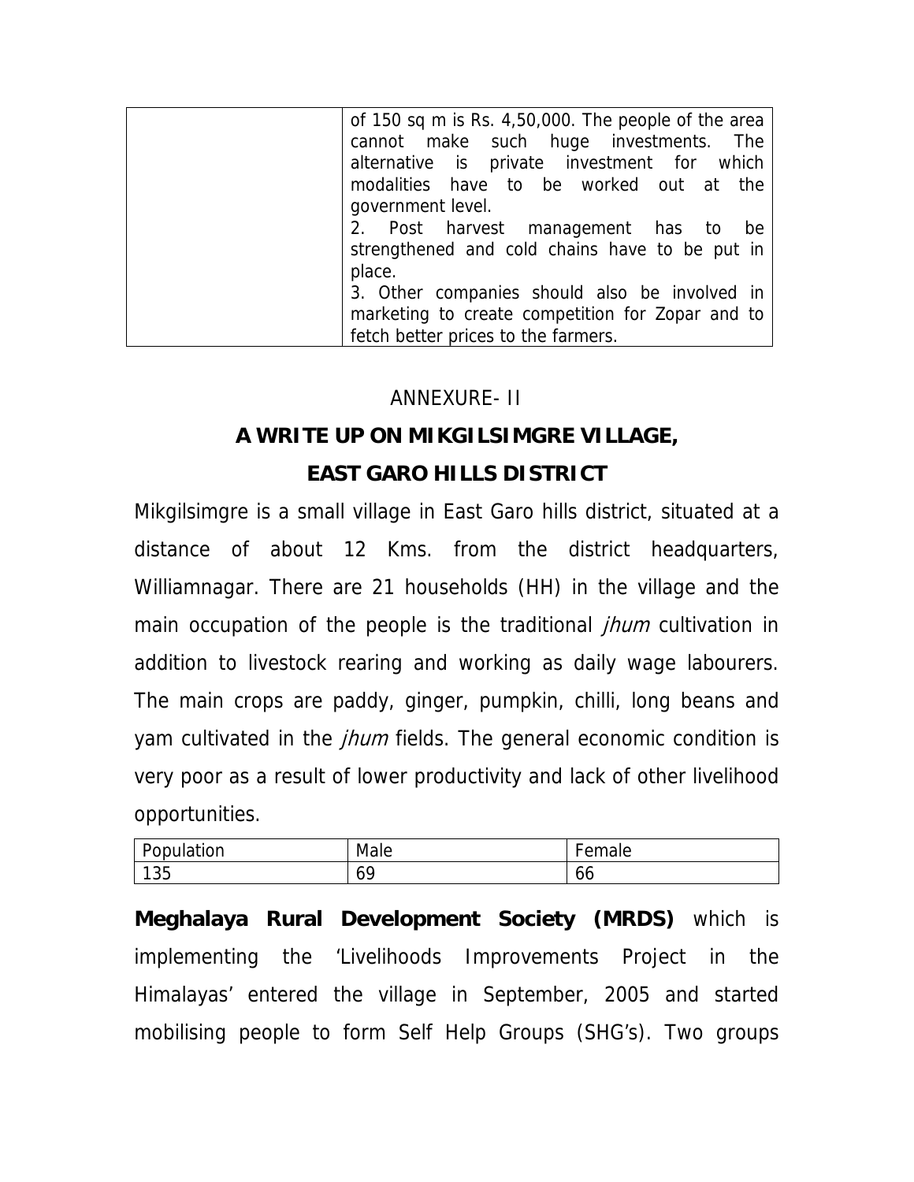| | of 150 sq m is Rs. 4,50,000. The people of the area cannot make such huge investments. The alternative is private investment for which modalities have to be worked out at the government level.<br>2. Post harvest management has to be strengthened and cold chains have to be put in place.<br>3. Other companies should also be involved in marketing to create competition for Zopar and to fetch better prices to the farmers. |
|---|---|

ANNEXURE- II

## A WRITE UP ON MIKGILSIMGRE VILLAGE, EAST GARO HILLS DISTRICT

Mikgilsimgre is a small village in East Garo hills district, situated at a distance of about 12 Kms. from the district headquarters, Williamnagar. There are 21 households (HH) in the village and the main occupation of the people is the traditional *jhum* cultivation in addition to livestock rearing and working as daily wage labourers. The main crops are paddy, ginger, pumpkin, chilli, long beans and yam cultivated in the *jhum* fields. The general economic condition is very poor as a result of lower productivity and lack of other livelihood opportunities.

| Population | Male | Female |
|---|---|---|
| 135 | 69 | 66 |

**Meghalaya Rural Development Society (MRDS)** which is implementing the 'Livelihoods Improvements Project in the Himalayas' entered the village in September, 2005 and started mobilising people to form Self Help Groups (SHG's). Two groups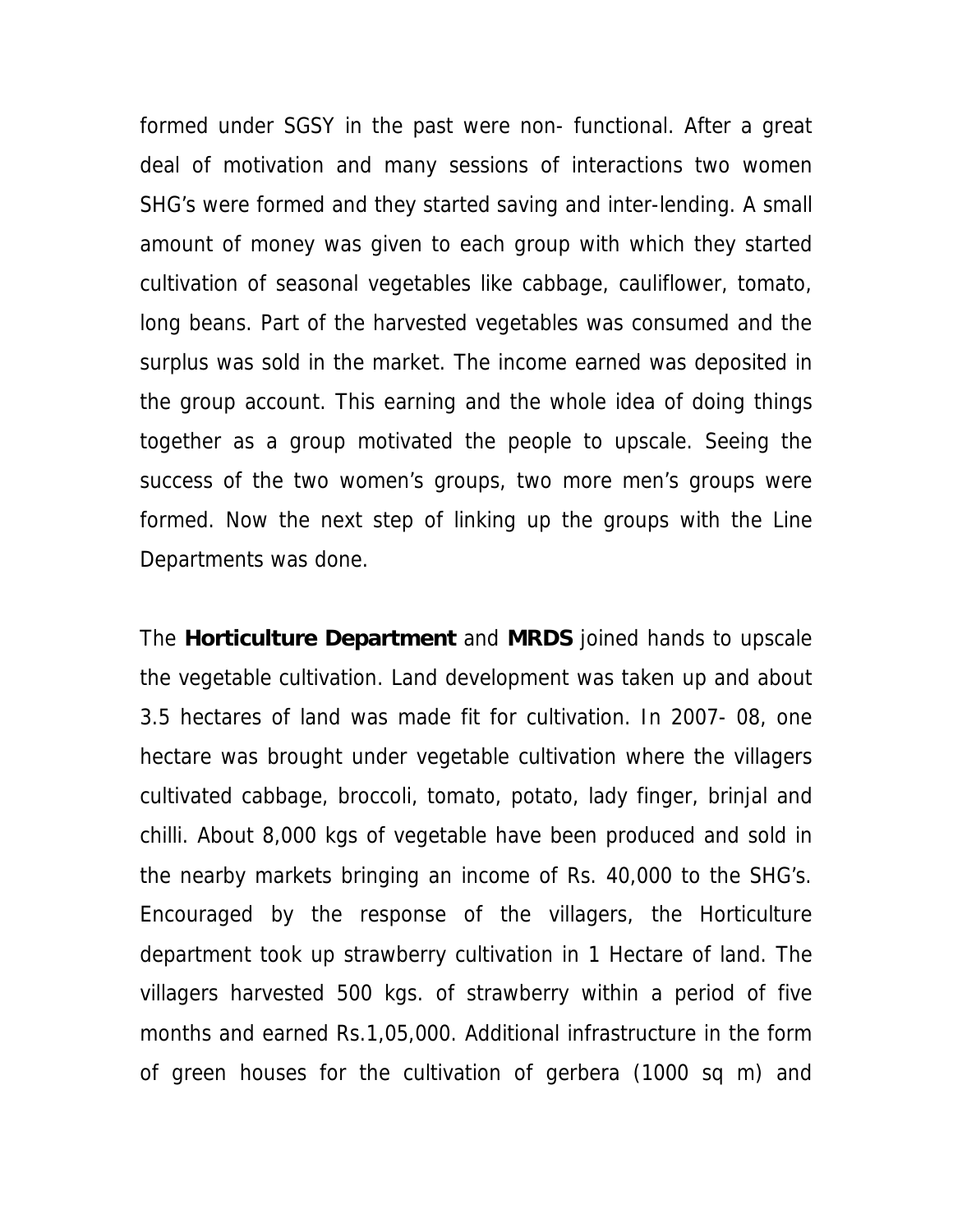formed under SGSY in the past were non- functional. After a great deal of motivation and many sessions of interactions two women SHG's were formed and they started saving and inter-lending. A small amount of money was given to each group with which they started cultivation of seasonal vegetables like cabbage, cauliflower, tomato, long beans. Part of the harvested vegetables was consumed and the surplus was sold in the market. The income earned was deposited in the group account. This earning and the whole idea of doing things together as a group motivated the people to upscale. Seeing the success of the two women's groups, two more men's groups were formed. Now the next step of linking up the groups with the Line Departments was done.

The **Horticulture Department** and **MRDS** joined hands to upscale the vegetable cultivation. Land development was taken up and about 3.5 hectares of land was made fit for cultivation. In 2007- 08, one hectare was brought under vegetable cultivation where the villagers cultivated cabbage, broccoli, tomato, potato, lady finger, brinjal and chilli. About 8,000 kgs of vegetable have been produced and sold in the nearby markets bringing an income of Rs. 40,000 to the SHG's. Encouraged by the response of the villagers, the Horticulture department took up strawberry cultivation in 1 Hectare of land. The villagers harvested 500 kgs. of strawberry within a period of five months and earned Rs.1,05,000. Additional infrastructure in the form of green houses for the cultivation of gerbera (1000 sq m) and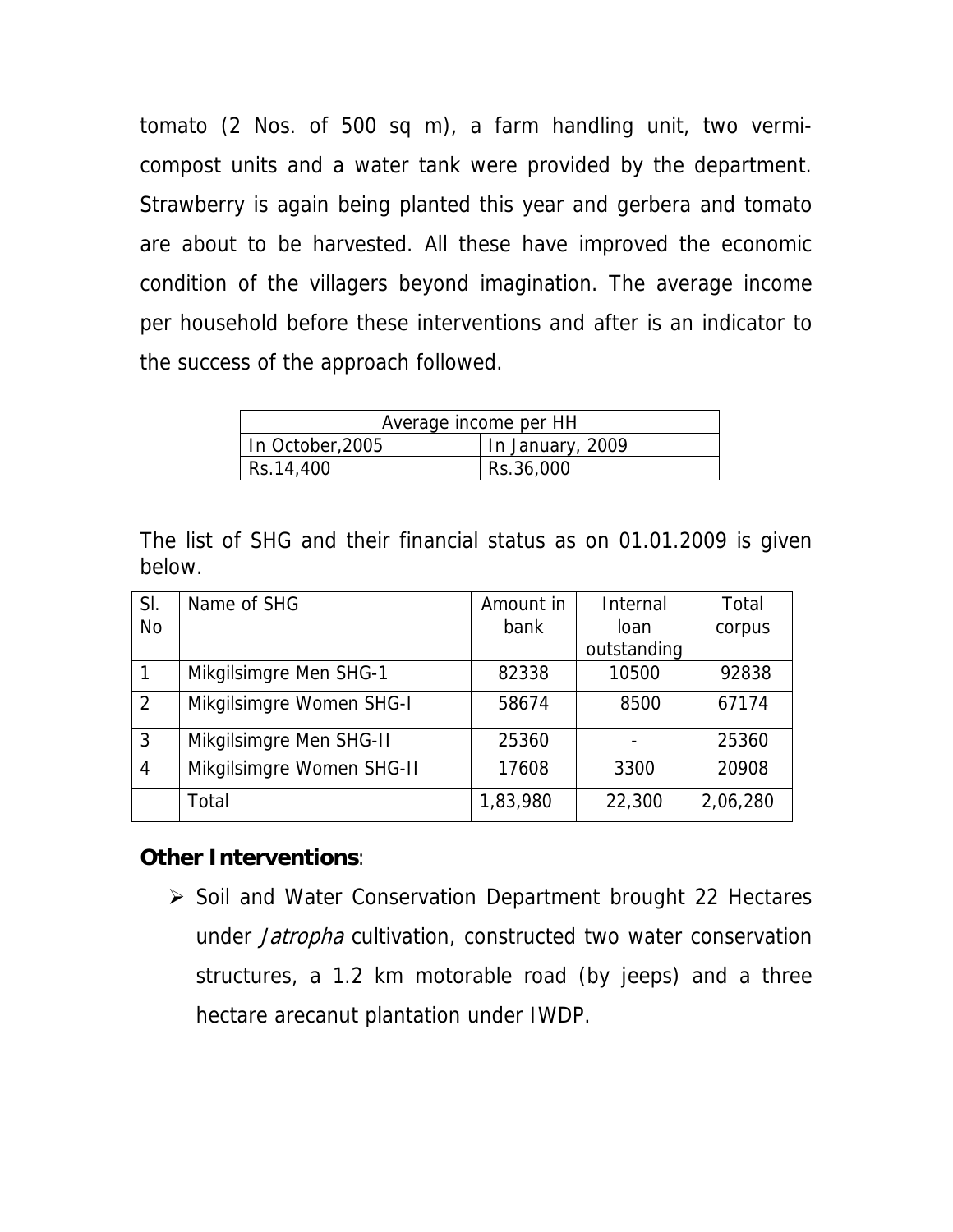tomato (2 Nos. of 500 sq m), a farm handling unit, two vermi-compost units and a water tank were provided by the department. Strawberry is again being planted this year and gerbera and tomato are about to be harvested. All these have improved the economic condition of the villagers beyond imagination. The average income per household before these interventions and after is an indicator to the success of the approach followed.

| Average income per HH | |
|---|---|
| In October,2005 | In January, 2009 |
| Rs.14,400 | Rs.36,000 |

The list of SHG and their financial status as on 01.01.2009 is given below.

| Sl. No | Name of SHG | Amount in bank | Internal loan outstanding | Total corpus |
|---|---|---|---|---|
| 1 | Mikgilsimgre Men SHG-1 | 82338 | 10500 | 92838 |
| 2 | Mikgilsimgre Women SHG-I | 58674 | 8500 | 67174 |
| 3 | Mikgilsimgre Men SHG-II | 25360 | - | 25360 |
| 4 | Mikgilsimgre Women SHG-II | 17608 | 3300 | 20908 |
| | Total | 1,83,980 | 22,300 | 2,06,280 |

**Other Interventions**:

- Soil and Water Conservation Department brought 22 Hectares under *Jatropha* cultivation, constructed two water conservation structures, a 1.2 km motorable road (by jeeps) and a three hectare arecanut plantation under IWDP.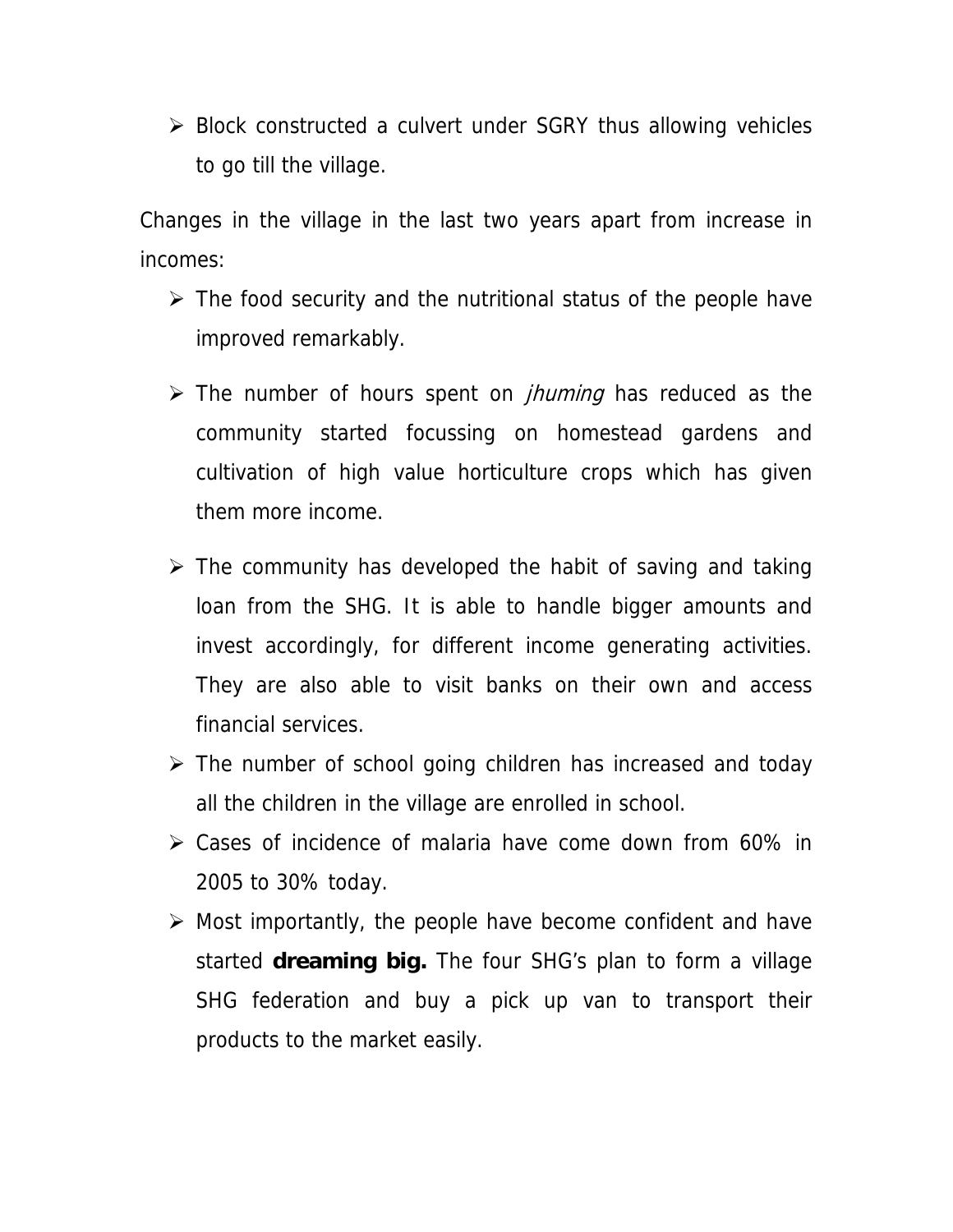- Block constructed a culvert under SGRY thus allowing vehicles to go till the village.

Changes in the village in the last two years apart from increase in incomes:

- The food security and the nutritional status of the people have improved remarkably.
- The number of hours spent on *jhuming* has reduced as the community started focussing on homestead gardens and cultivation of high value horticulture crops which has given them more income.
- The community has developed the habit of saving and taking loan from the SHG. It is able to handle bigger amounts and invest accordingly, for different income generating activities. They are also able to visit banks on their own and access financial services.
- The number of school going children has increased and today all the children in the village are enrolled in school.
- Cases of incidence of malaria have come down from 60% in 2005 to 30% today.
- Most importantly, the people have become confident and have started **dreaming big.** The four SHG's plan to form a village SHG federation and buy a pick up van to transport their products to the market easily.